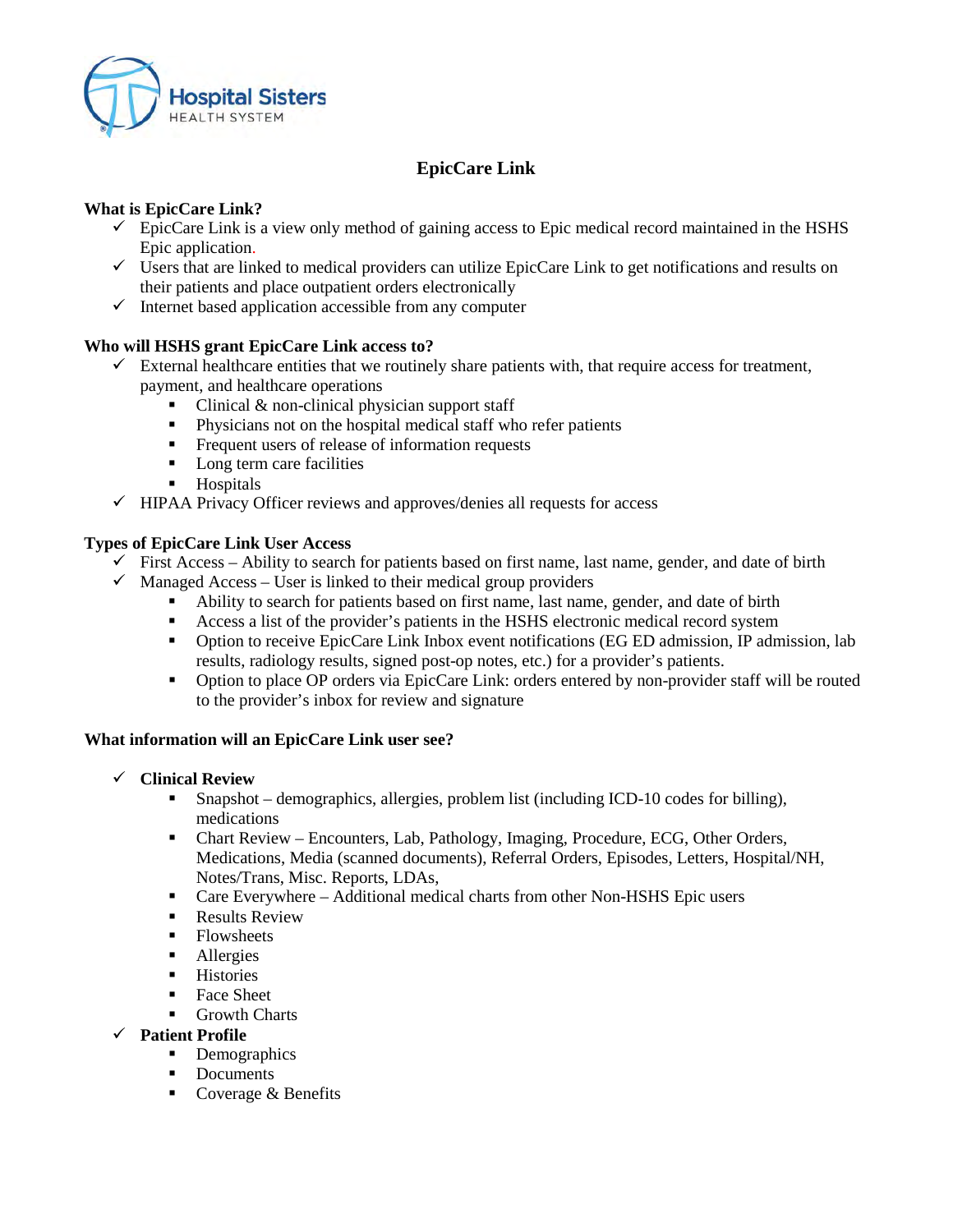Hospital Sisters HEALTH SYSTEM

# EpicCare Link

**What is EpicCare Link?**

- ✓ EpicCare Link is a view only method of gaining access to Epic medical record maintained in the HSHS Epic application.
- ✓ Users that are linked to medical providers can utilize EpicCare Link to get notifications and results on their patients and place outpatient orders electronically
- ✓ Internet based application accessible from any computer

**Who will HSHS grant EpicCare Link access to?**

- ✓ External healthcare entities that we routinely share patients with, that require access for treatment, payment, and healthcare operations
  - Clinical & non-clinical physician support staff
  - Physicians not on the hospital medical staff who refer patients
  - Frequent users of release of information requests
  - Long term care facilities
  - Hospitals
- ✓ HIPAA Privacy Officer reviews and approves/denies all requests for access

**Types of EpicCare Link User Access**

- ✓ First Access – Ability to search for patients based on first name, last name, gender, and date of birth
- ✓ Managed Access – User is linked to their medical group providers
  - Ability to search for patients based on first name, last name, gender, and date of birth
  - Access a list of the provider's patients in the HSHS electronic medical record system
  - Option to receive EpicCare Link Inbox event notifications (EG ED admission, IP admission, lab results, radiology results, signed post-op notes, etc.) for a provider's patients.
  - Option to place OP orders via EpicCare Link: orders entered by non-provider staff will be routed to the provider's inbox for review and signature

**What information will an EpicCare Link user see?**

- ✓ **Clinical Review**
  - Snapshot – demographics, allergies, problem list (including ICD-10 codes for billing), medications
  - Chart Review – Encounters, Lab, Pathology, Imaging, Procedure, ECG, Other Orders, Medications, Media (scanned documents), Referral Orders, Episodes, Letters, Hospital/NH, Notes/Trans, Misc. Reports, LDAs,
  - Care Everywhere – Additional medical charts from other Non-HSHS Epic users
  - Results Review
  - Flowsheets
  - Allergies
  - Histories
  - Face Sheet
  - Growth Charts
- ✓ **Patient Profile**
  - Demographics
  - Documents
  - Coverage & Benefits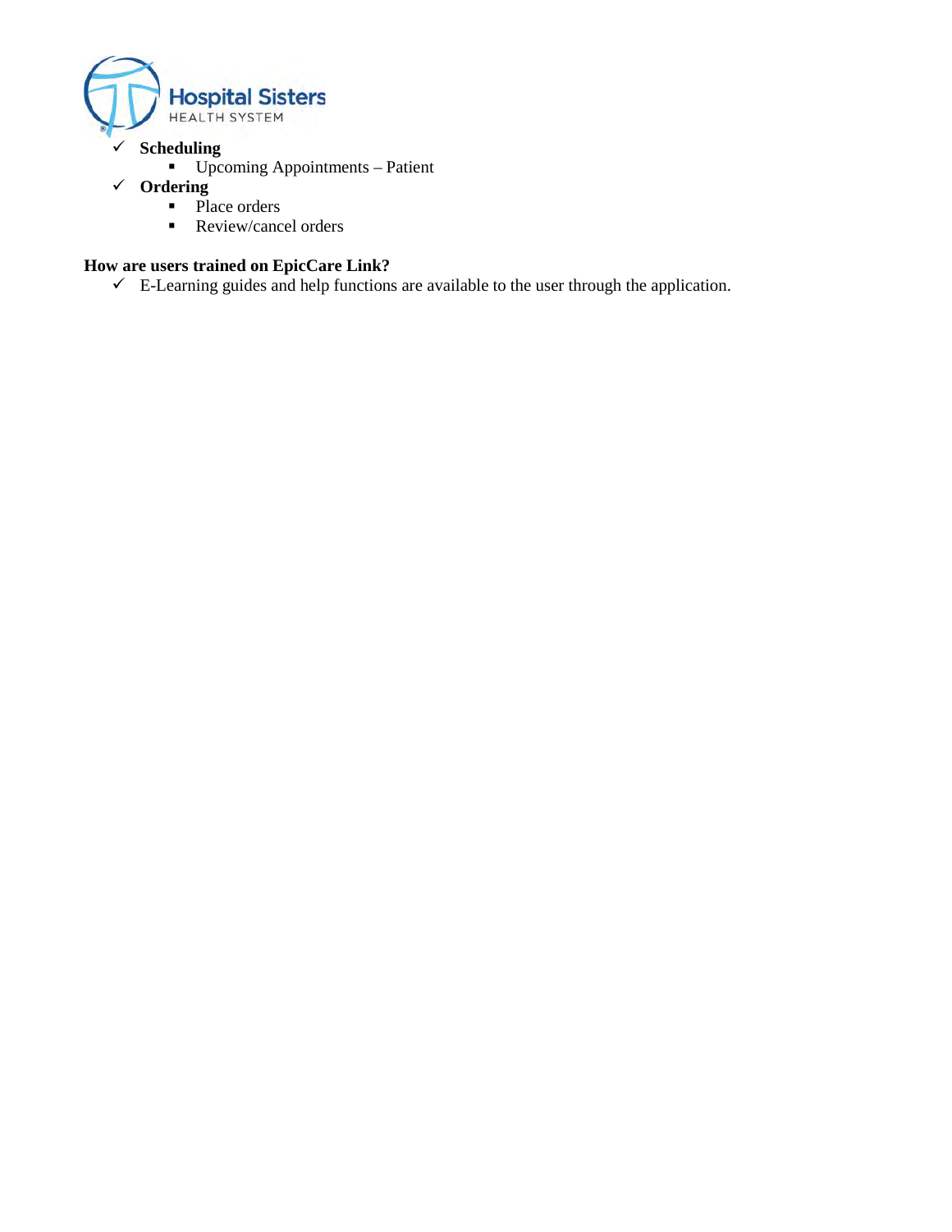- ✓ **Scheduling**
  - Upcoming Appointments – Patient
- ✓ **Ordering**
  - Place orders
  - Review/cancel orders

**How are users trained on EpicCare Link?**

- ✓ E-Learning guides and help functions are available to the user through the application.